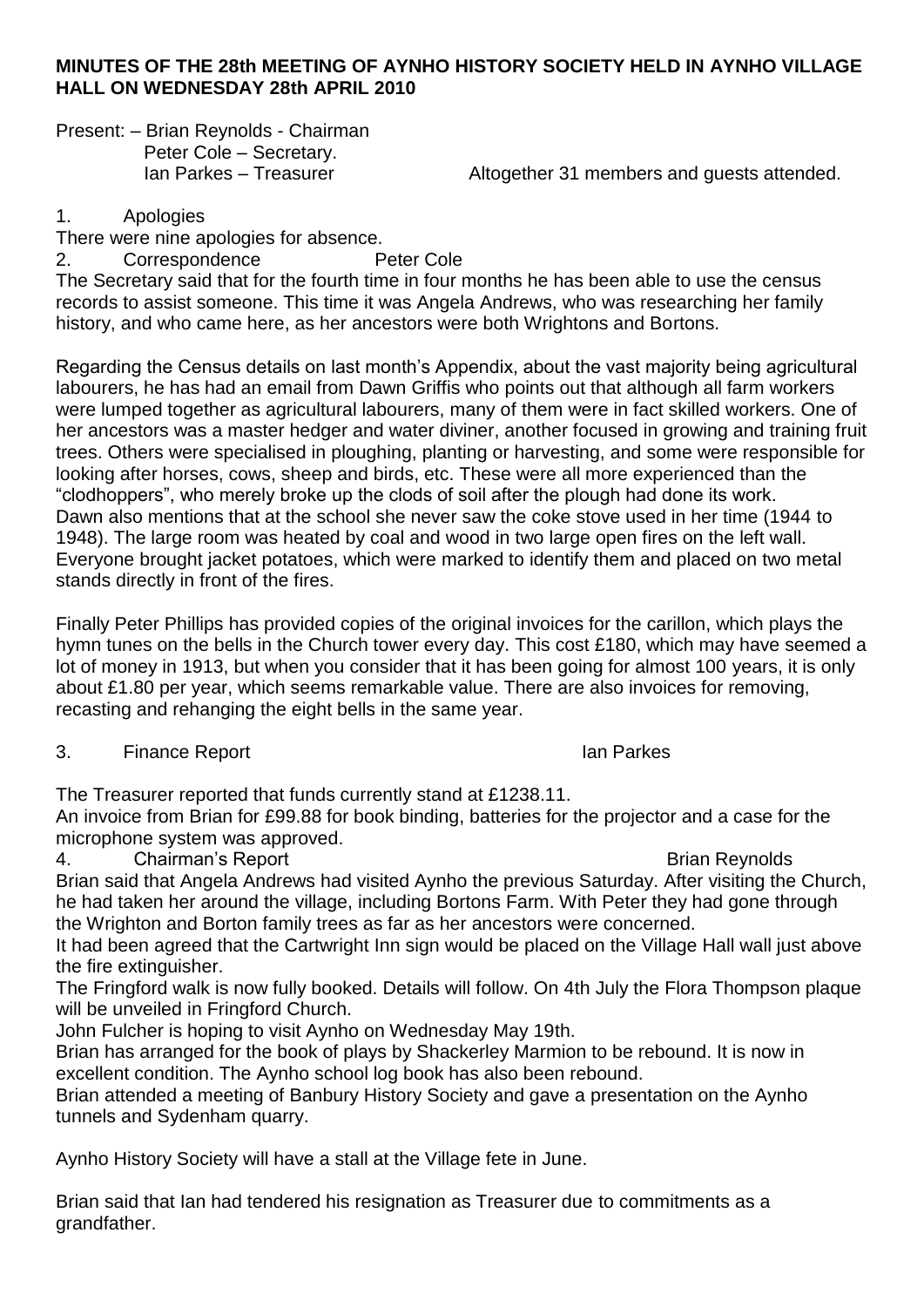**MINUTES OF THE 28th MEETING OF AYNHO HISTORY SOCIETY HELD IN AYNHO VILLAGE HALL ON WEDNESDAY 28th APRIL 2010**

Present: – Brian Reynolds - Chairman
Peter Cole – Secretary.
Ian Parkes – Treasurer

Altogether 31 members and guests attended.

1. Apologies

There were nine apologies for absence.

2. Correspondence Peter Cole

The Secretary said that for the fourth time in four months he has been able to use the census records to assist someone. This time it was Angela Andrews, who was researching her family history, and who came here, as her ancestors were both Wrightons and Bortons.

Regarding the Census details on last month's Appendix, about the vast majority being agricultural labourers, he has had an email from Dawn Griffis who points out that although all farm workers were lumped together as agricultural labourers, many of them were in fact skilled workers. One of her ancestors was a master hedger and water diviner, another focused in growing and training fruit trees. Others were specialised in ploughing, planting or harvesting, and some were responsible for looking after horses, cows, sheep and birds, etc. These were all more experienced than the "clodhoppers", who merely broke up the clods of soil after the plough had done its work.
Dawn also mentions that at the school she never saw the coke stove used in her time (1944 to 1948). The large room was heated by coal and wood in two large open fires on the left wall. Everyone brought jacket potatoes, which were marked to identify them and placed on two metal stands directly in front of the fires.

Finally Peter Phillips has provided copies of the original invoices for the carillon, which plays the hymn tunes on the bells in the Church tower every day. This cost £180, which may have seemed a lot of money in 1913, but when you consider that it has been going for almost 100 years, it is only about £1.80 per year, which seems remarkable value. There are also invoices for removing, recasting and rehanging the eight bells in the same year.

3. Finance Report Ian Parkes

The Treasurer reported that funds currently stand at £1238.11.
An invoice from Brian for £99.88 for book binding, batteries for the projector and a case for the microphone system was approved.

4. Chairman's Report Brian Reynolds

Brian said that Angela Andrews had visited Aynho the previous Saturday. After visiting the Church, he had taken her around the village, including Bortons Farm. With Peter they had gone through the Wrighton and Borton family trees as far as her ancestors were concerned.
It had been agreed that the Cartwright Inn sign would be placed on the Village Hall wall just above the fire extinguisher.
The Fringford walk is now fully booked. Details will follow. On 4th July the Flora Thompson plaque will be unveiled in Fringford Church.
John Fulcher is hoping to visit Aynho on Wednesday May 19th.
Brian has arranged for the book of plays by Shackerley Marmion to be rebound. It is now in excellent condition. The Aynho school log book has also been rebound.
Brian attended a meeting of Banbury History Society and gave a presentation on the Aynho tunnels and Sydenham quarry.

Aynho History Society will have a stall at the Village fete in June.

Brian said that Ian had tendered his resignation as Treasurer due to commitments as a grandfather.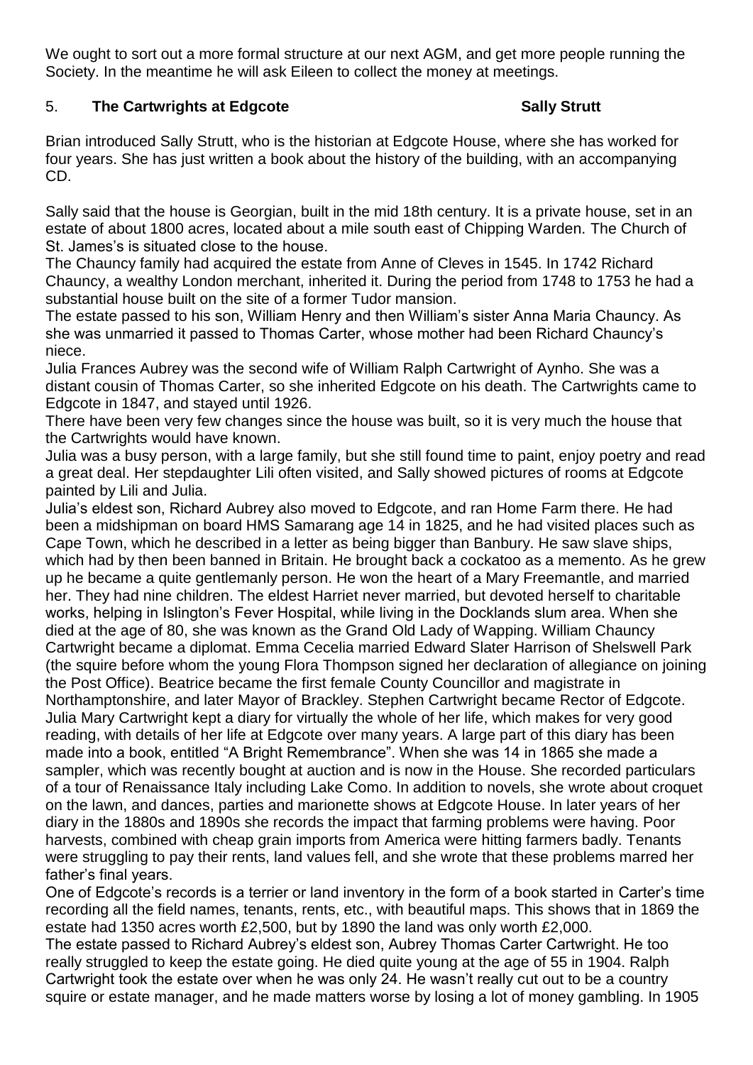We ought to sort out a more formal structure at our next AGM, and get more people running the Society. In the meantime he will ask Eileen to collect the money at meetings.

## 5. The Cartwrights at Edgcote — Sally Strutt

Brian introduced Sally Strutt, who is the historian at Edgcote House, where she has worked for four years. She has just written a book about the history of the building, with an accompanying CD.

Sally said that the house is Georgian, built in the mid 18th century. It is a private house, set in an estate of about 1800 acres, located about a mile south east of Chipping Warden. The Church of St. James's is situated close to the house.

The Chauncy family had acquired the estate from Anne of Cleves in 1545. In 1742 Richard Chauncy, a wealthy London merchant, inherited it. During the period from 1748 to 1753 he had a substantial house built on the site of a former Tudor mansion.

The estate passed to his son, William Henry and then William's sister Anna Maria Chauncy. As she was unmarried it passed to Thomas Carter, whose mother had been Richard Chauncy's niece.

Julia Frances Aubrey was the second wife of William Ralph Cartwright of Aynho. She was a distant cousin of Thomas Carter, so she inherited Edgcote on his death. The Cartwrights came to Edgcote in 1847, and stayed until 1926.

There have been very few changes since the house was built, so it is very much the house that the Cartwrights would have known.

Julia was a busy person, with a large family, but she still found time to paint, enjoy poetry and read a great deal. Her stepdaughter Lili often visited, and Sally showed pictures of rooms at Edgcote painted by Lili and Julia.

Julia's eldest son, Richard Aubrey also moved to Edgcote, and ran Home Farm there. He had been a midshipman on board HMS Samarang age 14 in 1825, and he had visited places such as Cape Town, which he described in a letter as being bigger than Banbury. He saw slave ships, which had by then been banned in Britain. He brought back a cockatoo as a memento. As he grew up he became a quite gentlemanly person. He won the heart of a Mary Freemantle, and married her. They had nine children. The eldest Harriet never married, but devoted herself to charitable works, helping in Islington's Fever Hospital, while living in the Docklands slum area. When she died at the age of 80, she was known as the Grand Old Lady of Wapping. William Chauncy Cartwright became a diplomat. Emma Cecelia married Edward Slater Harrison of Shelswell Park (the squire before whom the young Flora Thompson signed her declaration of allegiance on joining the Post Office). Beatrice became the first female County Councillor and magistrate in Northamptonshire, and later Mayor of Brackley. Stephen Cartwright became Rector of Edgcote. Julia Mary Cartwright kept a diary for virtually the whole of her life, which makes for very good reading, with details of her life at Edgcote over many years. A large part of this diary has been made into a book, entitled "A Bright Remembrance". When she was 14 in 1865 she made a sampler, which was recently bought at auction and is now in the House. She recorded particulars of a tour of Renaissance Italy including Lake Como. In addition to novels, she wrote about croquet on the lawn, and dances, parties and marionette shows at Edgcote House. In later years of her diary in the 1880s and 1890s she records the impact that farming problems were having. Poor harvests, combined with cheap grain imports from America were hitting farmers badly. Tenants were struggling to pay their rents, land values fell, and she wrote that these problems marred her father's final years.

One of Edgcote's records is a terrier or land inventory in the form of a book started in Carter's time recording all the field names, tenants, rents, etc., with beautiful maps. This shows that in 1869 the estate had 1350 acres worth £2,500, but by 1890 the land was only worth £2,000.

The estate passed to Richard Aubrey's eldest son, Aubrey Thomas Carter Cartwright. He too really struggled to keep the estate going. He died quite young at the age of 55 in 1904. Ralph Cartwright took the estate over when he was only 24. He wasn't really cut out to be a country squire or estate manager, and he made matters worse by losing a lot of money gambling. In 1905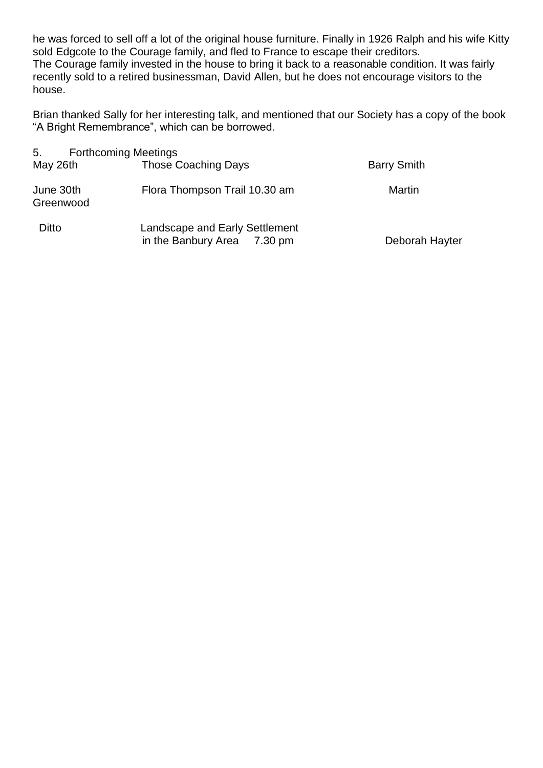he was forced to sell off a lot of the original house furniture. Finally in 1926 Ralph and his wife Kitty sold Edgcote to the Courage family, and fled to France to escape their creditors.
The Courage family invested in the house to bring it back to a reasonable condition. It was fairly recently sold to a retired businessman, David Allen, but he does not encourage visitors to the house.

Brian thanked Sally for her interesting talk, and mentioned that our Society has a copy of the book "A Bright Remembrance", which can be borrowed.

5. Forthcoming Meetings

| | | |
|---|---|---|
| May 26th | Those Coaching Days | Barry Smith |
| June 30th | Flora Thompson Trail 10.30 am | Martin Greenwood |
| Ditto | Landscape and Early Settlement in the Banbury Area 7.30 pm | Deborah Hayter |